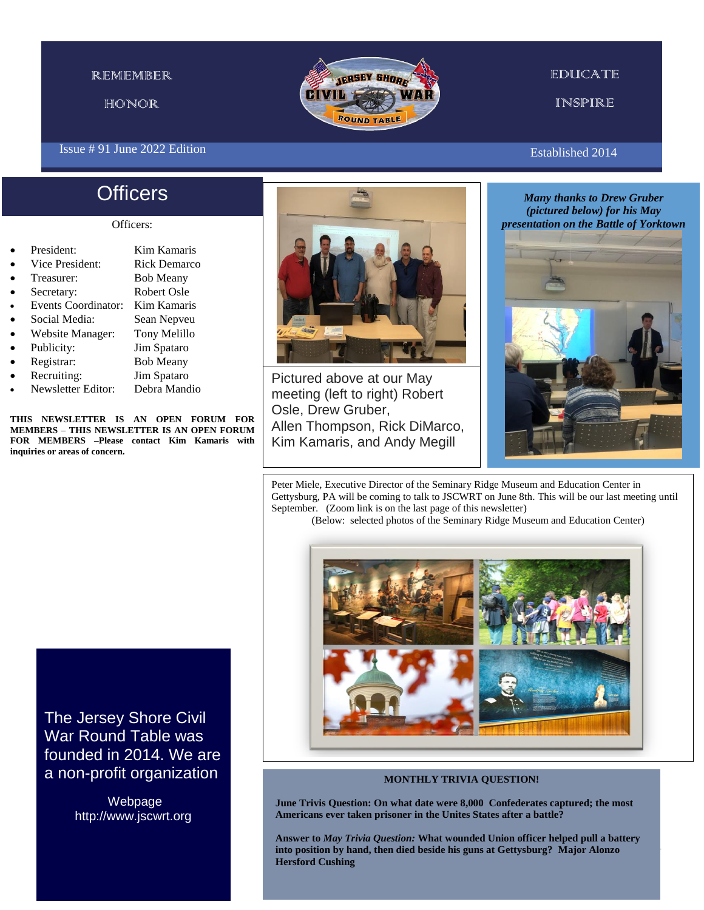REMEMBER

HONOR

EDUCATE

INSPIRE

Issue # 91 June 2022 Edition

Established 2014

## Officers

Officers:

- President: Kim Kamaris
- Vice President: Rick Demarco
- Treasurer: Bob Meany
- Secretary: Robert Osle
- Events Coordinator: Kim Kamaris
- Social Media: Sean Nepveu
- Website Manager: Tony Melillo
- Publicity: Jim Spataro
- Registrar: Bob Meany
- Recruiting: Jim Spataro
- Newsletter Editor: Debra Mandio

**THIS NEWSLETTER IS AN OPEN FORUM FOR MEMBERS – THIS NEWSLETTER IS AN OPEN FORUM FOR MEMBERS –Please contact Kim Kamaris with inquiries or areas of concern.**

Pictured above at our May meeting (left to right) Robert Osle, Drew Gruber, Allen Thompson, Rick DiMarco, Kim Kamaris, and Andy Megill

***Many thanks to Drew Gruber (pictured below) for his May presentation on the Battle of Yorktown***

Peter Miele, Executive Director of the Seminary Ridge Museum and Education Center in Gettysburg, PA will be coming to talk to JSCWRT on June 8th. This will be our last meeting until September. (Zoom link is on the last page of this newsletter)

(Below: selected photos of the Seminary Ridge Museum and Education Center)

The Jersey Shore Civil War Round Table was founded in 2014. We are a non-profit organization

Webpage
http://www.jscwrt.org

**MONTHLY TRIVIA QUESTION!**

**June Trivis Question: On what date were 8,000 Confederates captured; the most Americans ever taken prisoner in the Unites States after a battle?**

**Answer to *May Trivia Question:* What wounded Union officer helped pull a battery into position by hand, then died beside his guns at Gettysburg? Major Alonzo Hersford Cushing**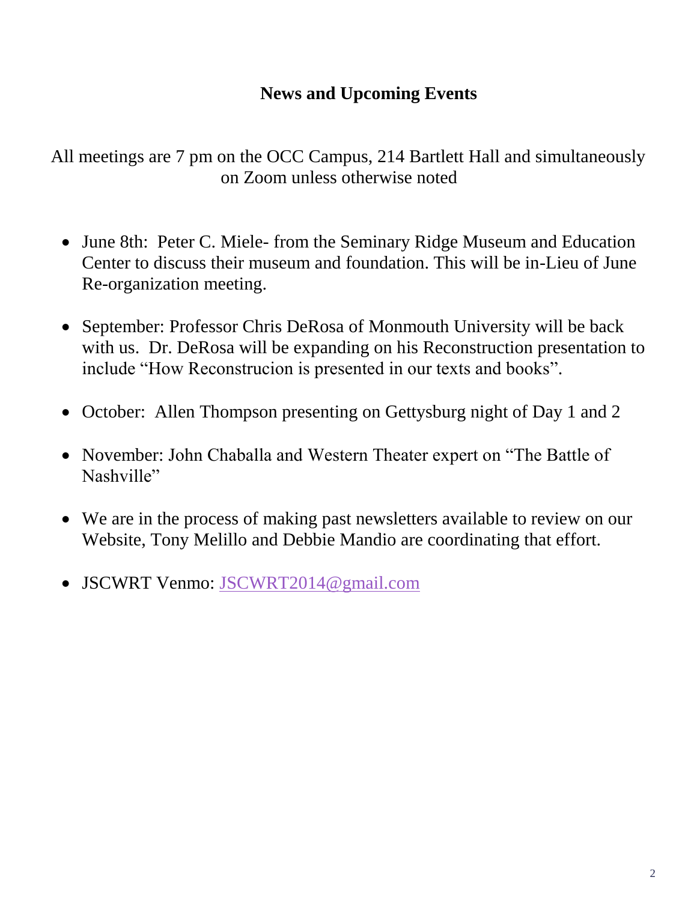## News and Upcoming Events

All meetings are 7 pm on the OCC Campus, 214 Bartlett Hall and simultaneously on Zoom unless otherwise noted

- June 8th: Peter C. Miele- from the Seminary Ridge Museum and Education Center to discuss their museum and foundation. This will be in-Lieu of June Re-organization meeting.
- September: Professor Chris DeRosa of Monmouth University will be back with us. Dr. DeRosa will be expanding on his Reconstruction presentation to include "How Reconstrucion is presented in our texts and books".
- October: Allen Thompson presenting on Gettysburg night of Day 1 and 2
- November: John Chaballa and Western Theater expert on "The Battle of Nashville"
- We are in the process of making past newsletters available to review on our Website, Tony Melillo and Debbie Mandio are coordinating that effort.
- JSCWRT Venmo: JSCWRT2014@gmail.com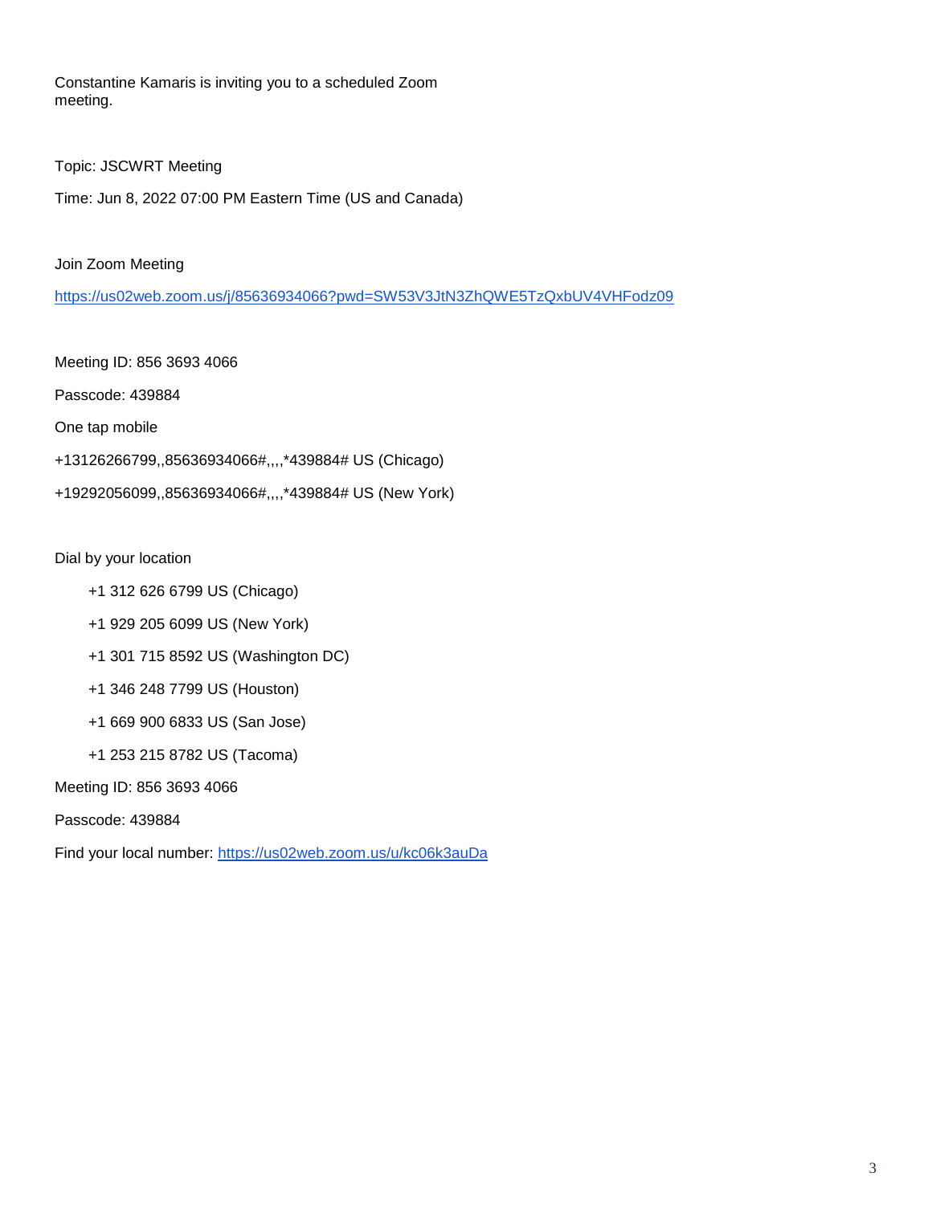Constantine Kamaris is inviting you to a scheduled Zoom meeting.

Topic: JSCWRT Meeting

Time: Jun 8, 2022 07:00 PM Eastern Time (US and Canada)

Join Zoom Meeting

https://us02web.zoom.us/j/85636934066?pwd=SW53V3JtN3ZhQWE5TzQxbUV4VHFodz09

Meeting ID: 856 3693 4066

Passcode: 439884

One tap mobile

+13126266799,,85636934066#,,,,*439884# US (Chicago)

+19292056099,,85636934066#,,,,*439884# US (New York)

Dial by your location

- +1 312 626 6799 US (Chicago)
- +1 929 205 6099 US (New York)
- +1 301 715 8592 US (Washington DC)
- +1 346 248 7799 US (Houston)
- +1 669 900 6833 US (San Jose)
- +1 253 215 8782 US (Tacoma)

Meeting ID: 856 3693 4066

Passcode: 439884

Find your local number: https://us02web.zoom.us/u/kc06k3auDa